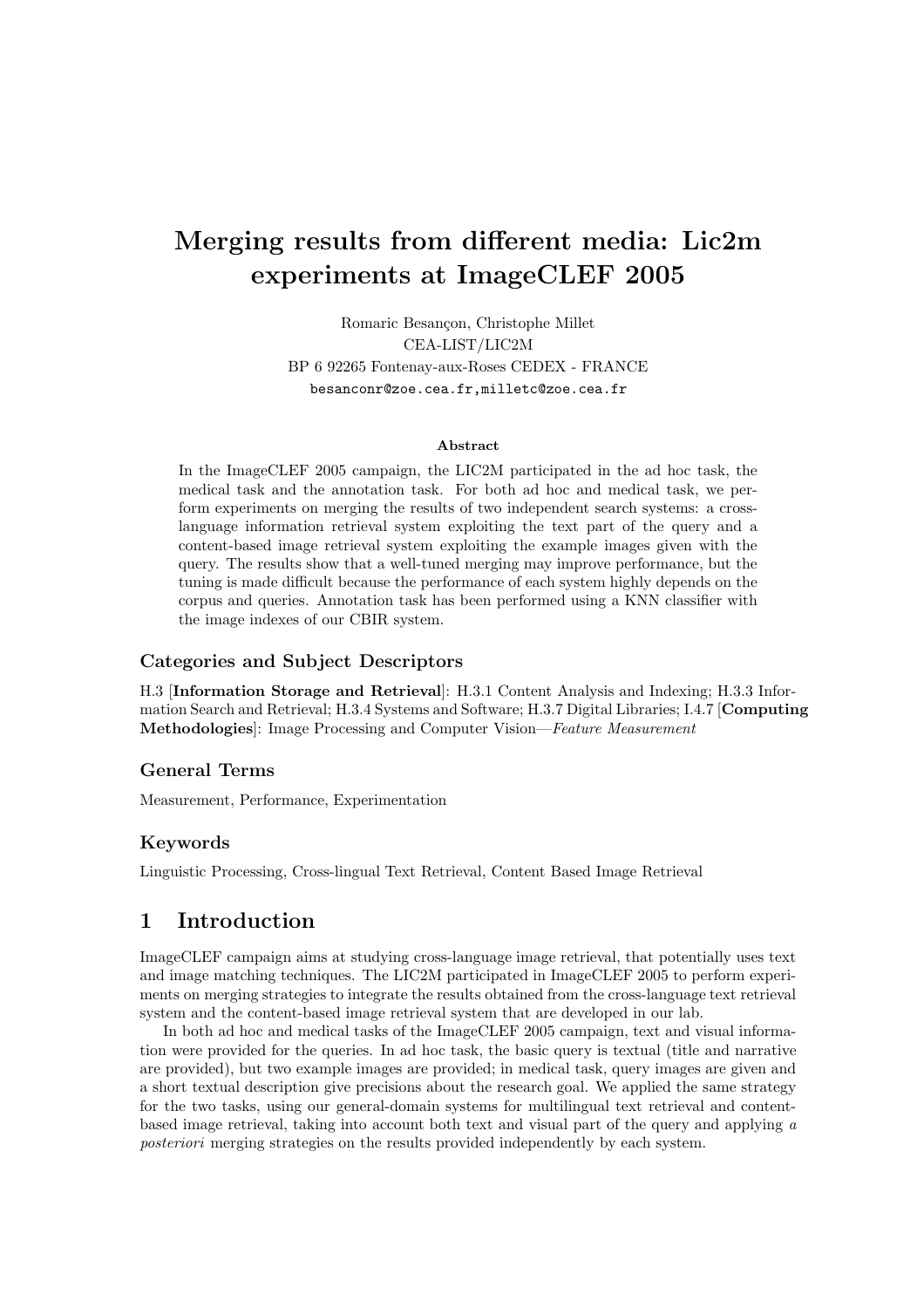# Merging results from different media: Lic2m experiments at ImageCLEF 2005

Romaric Besançon, Christophe Millet

CEA-LIST/LIC2M

BP 6 92265 Fontenay-aux-Roses CEDEX - FRANCE

besanconr@zoe.cea.fr,milletc@zoe.cea.fr

### Abstract

In the ImageCLEF 2005 campaign, the LIC2M participated in the ad hoc task, the medical task and the annotation task. For both ad hoc and medical task, we perform experiments on merging the results of two independent search systems: a cross-language information retrieval system exploiting the text part of the query and a content-based image retrieval system exploiting the example images given with the query. The results show that a well-tuned merging may improve performance, but the tuning is made difficult because the performance of each system highly depends on the corpus and queries. Annotation task has been performed using a KNN classifier with the image indexes of our CBIR system.

### Categories and Subject Descriptors

H.3 [**Information Storage and Retrieval**]: H.3.1 Content Analysis and Indexing; H.3.3 Information Search and Retrieval; H.3.4 Systems and Software; H.3.7 Digital Libraries; I.4.7 [**Computing Methodologies**]: Image Processing and Computer Vision—*Feature Measurement*

### General Terms

Measurement, Performance, Experimentation

### Keywords

Linguistic Processing, Cross-lingual Text Retrieval, Content Based Image Retrieval

## 1 Introduction

ImageCLEF campaign aims at studying cross-language image retrieval, that potentially uses text and image matching techniques. The LIC2M participated in ImageCLEF 2005 to perform experiments on merging strategies to integrate the results obtained from the cross-language text retrieval system and the content-based image retrieval system that are developed in our lab.

In both ad hoc and medical tasks of the ImageCLEF 2005 campaign, text and visual information were provided for the queries. In ad hoc task, the basic query is textual (title and narrative are provided), but two example images are provided; in medical task, query images are given and a short textual description give precisions about the research goal. We applied the same strategy for the two tasks, using our general-domain systems for multilingual text retrieval and content-based image retrieval, taking into account both text and visual part of the query and applying *a posteriori* merging strategies on the results provided independently by each system.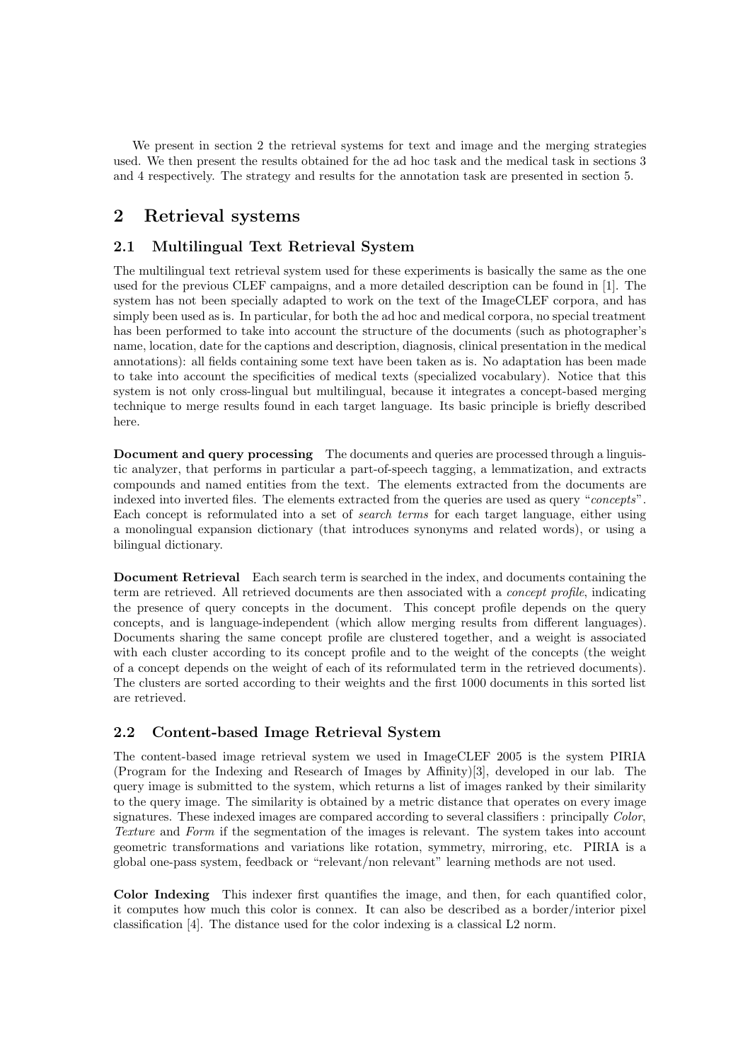We present in section 2 the retrieval systems for text and image and the merging strategies used. We then present the results obtained for the ad hoc task and the medical task in sections 3 and 4 respectively. The strategy and results for the annotation task are presented in section 5.

# 2 Retrieval systems

## 2.1 Multilingual Text Retrieval System

The multilingual text retrieval system used for these experiments is basically the same as the one used for the previous CLEF campaigns, and a more detailed description can be found in [1]. The system has not been specially adapted to work on the text of the ImageCLEF corpora, and has simply been used as is. In particular, for both the ad hoc and medical corpora, no special treatment has been performed to take into account the structure of the documents (such as photographer's name, location, date for the captions and description, diagnosis, clinical presentation in the medical annotations): all fields containing some text have been taken as is. No adaptation has been made to take into account the specificities of medical texts (specialized vocabulary). Notice that this system is not only cross-lingual but multilingual, because it integrates a concept-based merging technique to merge results found in each target language. Its basic principle is briefly described here.

**Document and query processing** The documents and queries are processed through a linguistic analyzer, that performs in particular a part-of-speech tagging, a lemmatization, and extracts compounds and named entities from the text. The elements extracted from the documents are indexed into inverted files. The elements extracted from the queries are used as query "*concepts*". Each concept is reformulated into a set of *search terms* for each target language, either using a monolingual expansion dictionary (that introduces synonyms and related words), or using a bilingual dictionary.

**Document Retrieval** Each search term is searched in the index, and documents containing the term are retrieved. All retrieved documents are then associated with a *concept profile*, indicating the presence of query concepts in the document. This concept profile depends on the query concepts, and is language-independent (which allow merging results from different languages). Documents sharing the same concept profile are clustered together, and a weight is associated with each cluster according to its concept profile and to the weight of the concepts (the weight of a concept depends on the weight of each of its reformulated term in the retrieved documents). The clusters are sorted according to their weights and the first 1000 documents in this sorted list are retrieved.

## 2.2 Content-based Image Retrieval System

The content-based image retrieval system we used in ImageCLEF 2005 is the system PIRIA (Program for the Indexing and Research of Images by Affinity)[3], developed in our lab. The query image is submitted to the system, which returns a list of images ranked by their similarity to the query image. The similarity is obtained by a metric distance that operates on every image signatures. These indexed images are compared according to several classifiers : principally *Color*, *Texture* and *Form* if the segmentation of the images is relevant. The system takes into account geometric transformations and variations like rotation, symmetry, mirroring, etc. PIRIA is a global one-pass system, feedback or "relevant/non relevant" learning methods are not used.

**Color Indexing** This indexer first quantifies the image, and then, for each quantified color, it computes how much this color is connex. It can also be described as a border/interior pixel classification [4]. The distance used for the color indexing is a classical L2 norm.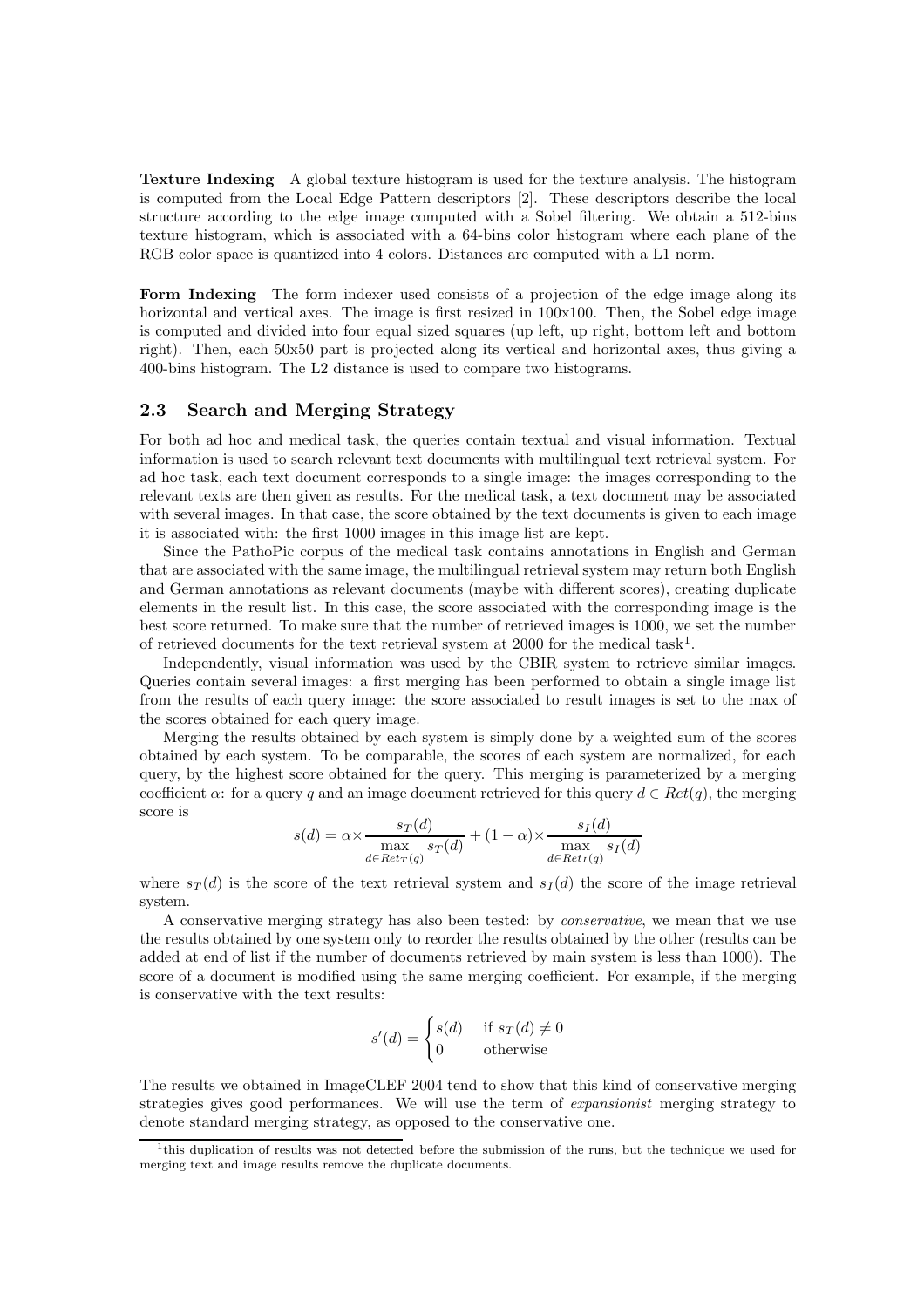**Texture Indexing** A global texture histogram is used for the texture analysis. The histogram is computed from the Local Edge Pattern descriptors [2]. These descriptors describe the local structure according to the edge image computed with a Sobel filtering. We obtain a 512-bins texture histogram, which is associated with a 64-bins color histogram where each plane of the RGB color space is quantized into 4 colors. Distances are computed with a L1 norm.

**Form Indexing** The form indexer used consists of a projection of the edge image along its horizontal and vertical axes. The image is first resized in 100x100. Then, the Sobel edge image is computed and divided into four equal sized squares (up left, up right, bottom left and bottom right). Then, each 50x50 part is projected along its vertical and horizontal axes, thus giving a 400-bins histogram. The L2 distance is used to compare two histograms.

### 2.3 Search and Merging Strategy

For both ad hoc and medical task, the queries contain textual and visual information. Textual information is used to search relevant text documents with multilingual text retrieval system. For ad hoc task, each text document corresponds to a single image: the images corresponding to the relevant texts are then given as results. For the medical task, a text document may be associated with several images. In that case, the score obtained by the text documents is given to each image it is associated with: the first 1000 images in this image list are kept.

Since the PathoPic corpus of the medical task contains annotations in English and German that are associated with the same image, the multilingual retrieval system may return both English and German annotations as relevant documents (maybe with different scores), creating duplicate elements in the result list. In this case, the score associated with the corresponding image is the best score returned. To make sure that the number of retrieved images is 1000, we set the number of retrieved documents for the text retrieval system at 2000 for the medical task[1].

Independently, visual information was used by the CBIR system to retrieve similar images. Queries contain several images: a first merging has been performed to obtain a single image list from the results of each query image: the score associated to result images is set to the max of the scores obtained for each query image.

Merging the results obtained by each system is simply done by a weighted sum of the scores obtained by each system. To be comparable, the scores of each system are normalized, for each query, by the highest score obtained for the query. This merging is parameterized by a merging coefficient $\alpha$: for a query $q$ and an image document retrieved for this query $d \in Ret(q)$, the merging score is

$$s(d) = \alpha \times \frac{s_T(d)}{\max\limits_{d \in Ret_T(q)} s_T(d)} + (1-\alpha) \times \frac{s_I(d)}{\max\limits_{d \in Ret_I(q)} s_I(d)}$$

where $s_T(d)$ is the score of the text retrieval system and $s_I(d)$ the score of the image retrieval system.

A conservative merging strategy has also been tested: by *conservative*, we mean that we use the results obtained by one system only to reorder the results obtained by the other (results can be added at end of list if the number of documents retrieved by main system is less than 1000). The score of a document is modified using the same merging coefficient. For example, if the merging is conservative with the text results:

$$s'(d) = \begin{cases} s(d) & \text{if } s_T(d) \neq 0 \\ 0 & \text{otherwise} \end{cases}$$

The results we obtained in ImageCLEF 2004 tend to show that this kind of conservative merging strategies gives good performances. We will use the term of *expansionist* merging strategy to denote standard merging strategy, as opposed to the conservative one.

[1] this duplication of results was not detected before the submission of the runs, but the technique we used for merging text and image results remove the duplicate documents.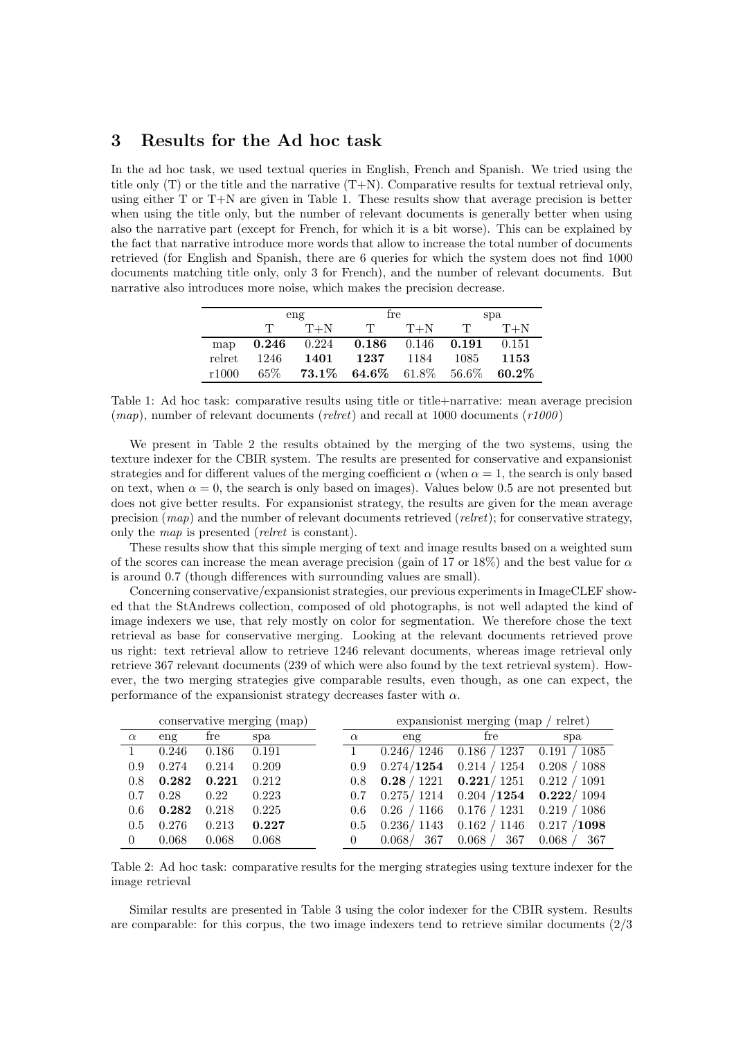## 3 Results for the Ad hoc task

In the ad hoc task, we used textual queries in English, French and Spanish. We tried using the title only (T) or the title and the narrative (T+N). Comparative results for textual retrieval only, using either T or T+N are given in Table 1. These results show that average precision is better when using the title only, but the number of relevant documents is generally better when using also the narrative part (except for French, for which it is a bit worse). This can be explained by the fact that narrative introduce more words that allow to increase the total number of documents retrieved (for English and Spanish, there are 6 queries for which the system does not find 1000 documents matching title only, only 3 for French), and the number of relevant documents. But narrative also introduces more noise, which makes the precision decrease.

| | eng | | fre | | spa | |
|---|---|---|---|---|---|---|
| | T | T+N | T | T+N | T | T+N |
| map | **0.246** | 0.224 | **0.186** | 0.146 | **0.191** | 0.151 |
| relret | 1246 | **1401** | **1237** | 1184 | 1085 | **1153** |
| r1000 | 65% | **73.1%** | **64.6%** | 61.8% | 56.6% | **60.2%** |

Table 1: Ad hoc task: comparative results using title or title+narrative: mean average precision (*map*), number of relevant documents (*relret*) and recall at 1000 documents (*r1000*)

We present in Table 2 the results obtained by the merging of the two systems, using the texture indexer for the CBIR system. The results are presented for conservative and expansionist strategies and for different values of the merging coefficient $\alpha$ (when $\alpha = 1$, the search is only based on text, when $\alpha = 0$, the search is only based on images). Values below 0.5 are not presented but does not give better results. For expansionist strategy, the results are given for the mean average precision (*map*) and the number of relevant documents retrieved (*relret*); for conservative strategy, only the *map* is presented (*relret* is constant).

These results show that this simple merging of text and image results based on a weighted sum of the scores can increase the mean average precision (gain of 17 or 18%) and the best value for $\alpha$ is around 0.7 (though differences with surrounding values are small).

Concerning conservative/expansionist strategies, our previous experiments in ImageCLEF showed that the StAndrews collection, composed of old photographs, is not well adapted the kind of image indexers we use, that rely mostly on color for segmentation. We therefore chose the text retrieval as base for conservative merging. Looking at the relevant documents retrieved prove us right: text retrieval allow to retrieve 1246 relevant documents, whereas image retrieval only retrieve 367 relevant documents (239 of which were also found by the text retrieval system). However, the two merging strategies give comparable results, even though, as one can expect, the performance of the expansionist strategy decreases faster with $\alpha$.

| conservative merging (map) | | | | expansionist merging (map / relret) | | | |
|---|---|---|---|---|---|---|---|
| $\alpha$ | eng | fre | spa | $\alpha$ | eng | fre | spa |
| 1 | 0.246 | 0.186 | 0.191 | 1 | 0.246/ 1246 | 0.186 / 1237 | 0.191 / 1085 |
| 0.9 | 0.274 | 0.214 | 0.209 | 0.9 | 0.274/**1254** | 0.214 / 1254 | 0.208 / 1088 |
| 0.8 | **0.282** | **0.221** | 0.212 | 0.8 | **0.28** / 1221 | **0.221**/ 1251 | 0.212 / 1091 |
| 0.7 | 0.28 | 0.22 | 0.223 | 0.7 | 0.275/ 1214 | 0.204 /**1254** | **0.222**/ 1094 |
| 0.6 | **0.282** | 0.218 | 0.225 | 0.6 | 0.26 / 1166 | 0.176 / 1231 | 0.219 / 1086 |
| 0.5 | 0.276 | 0.213 | **0.227** | 0.5 | 0.236/ 1143 | 0.162 / 1146 | 0.217 /**1098** |
| 0 | 0.068 | 0.068 | 0.068 | 0 | 0.068/ 367 | 0.068 / 367 | 0.068 / 367 |

Table 2: Ad hoc task: comparative results for the merging strategies using texture indexer for the image retrieval

Similar results are presented in Table 3 using the color indexer for the CBIR system. Results are comparable: for this corpus, the two image indexers tend to retrieve similar documents (2/3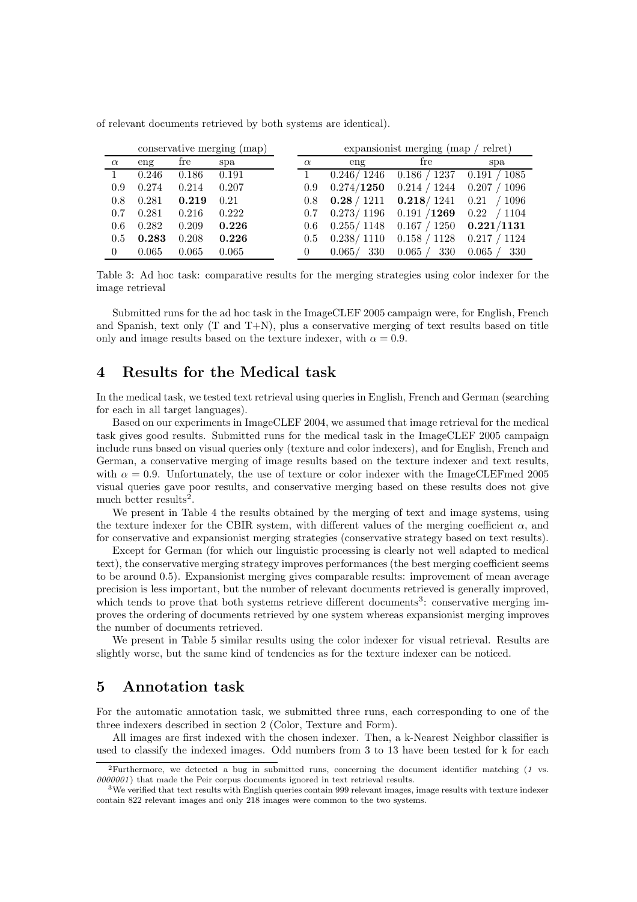of relevant documents retrieved by both systems are identical).

| conservative merging (map) | | | |
|---|---|---|---|
| $\alpha$ | eng | fre | spa |
| 1 | 0.246 | 0.186 | 0.191 |
| 0.9 | 0.274 | 0.214 | 0.207 |
| 0.8 | 0.281 | **0.219** | 0.21 |
| 0.7 | 0.281 | 0.216 | 0.222 |
| 0.6 | 0.282 | 0.209 | **0.226** |
| 0.5 | **0.283** | 0.208 | **0.226** |
| 0 | 0.065 | 0.065 | 0.065 |

| expansionist merging (map / relret) | | | |
|---|---|---|---|
| $\alpha$ | eng | fre | spa |
| 1 | 0.246/ 1246 | 0.186 / 1237 | 0.191 / 1085 |
| 0.9 | 0.274/**1250** | 0.214 / 1244 | 0.207 / 1096 |
| 0.8 | **0.28** / 1211 | **0.218**/ 1241 | 0.21 / 1096 |
| 0.7 | 0.273/ 1196 | 0.191 /**1269** | 0.22 / 1104 |
| 0.6 | 0.255/ 1148 | 0.167 / 1250 | **0.221/1131** |
| 0.5 | 0.238/ 1110 | 0.158 / 1128 | 0.217 / 1124 |
| 0 | 0.065/ 330 | 0.065 / 330 | 0.065 / 330 |

Table 3: Ad hoc task: comparative results for the merging strategies using color indexer for the image retrieval

Submitted runs for the ad hoc task in the ImageCLEF 2005 campaign were, for English, French and Spanish, text only (T and T+N), plus a conservative merging of text results based on title only and image results based on the texture indexer, with $\alpha = 0.9$.

## 4 Results for the Medical task

In the medical task, we tested text retrieval using queries in English, French and German (searching for each in all target languages).

Based on our experiments in ImageCLEF 2004, we assumed that image retrieval for the medical task gives good results. Submitted runs for the medical task in the ImageCLEF 2005 campaign include runs based on visual queries only (texture and color indexers), and for English, French and German, a conservative merging of image results based on the texture indexer and text results, with $\alpha = 0.9$. Unfortunately, the use of texture or color indexer with the ImageCLEFmed 2005 visual queries gave poor results, and conservative merging based on these results does not give much better results[2].

We present in Table 4 the results obtained by the merging of text and image systems, using the texture indexer for the CBIR system, with different values of the merging coefficient $\alpha$, and for conservative and expansionist merging strategies (conservative strategy based on text results).

Except for German (for which our linguistic processing is clearly not well adapted to medical text), the conservative merging strategy improves performances (the best merging coefficient seems to be around 0.5). Expansionist merging gives comparable results: improvement of mean average precision is less important, but the number of relevant documents retrieved is generally improved, which tends to prove that both systems retrieve different documents[3]: conservative merging improves the ordering of documents retrieved by one system whereas expansionist merging improves the number of documents retrieved.

We present in Table 5 similar results using the color indexer for visual retrieval. Results are slightly worse, but the same kind of tendencies as for the texture indexer can be noticed.

## 5 Annotation task

For the automatic annotation task, we submitted three runs, each corresponding to one of the three indexers described in section 2 (Color, Texture and Form).

All images are first indexed with the chosen indexer. Then, a k-Nearest Neighbor classifier is used to classify the indexed images. Odd numbers from 3 to 13 have been tested for k for each

[2] Furthermore, we detected a bug in submitted runs, concerning the document identifier matching (*1* vs. *0000001*) that made the Peir corpus documents ignored in text retrieval results.

[3] We verified that text results with English queries contain 999 relevant images, image results with texture indexer contain 822 relevant images and only 218 images were common to the two systems.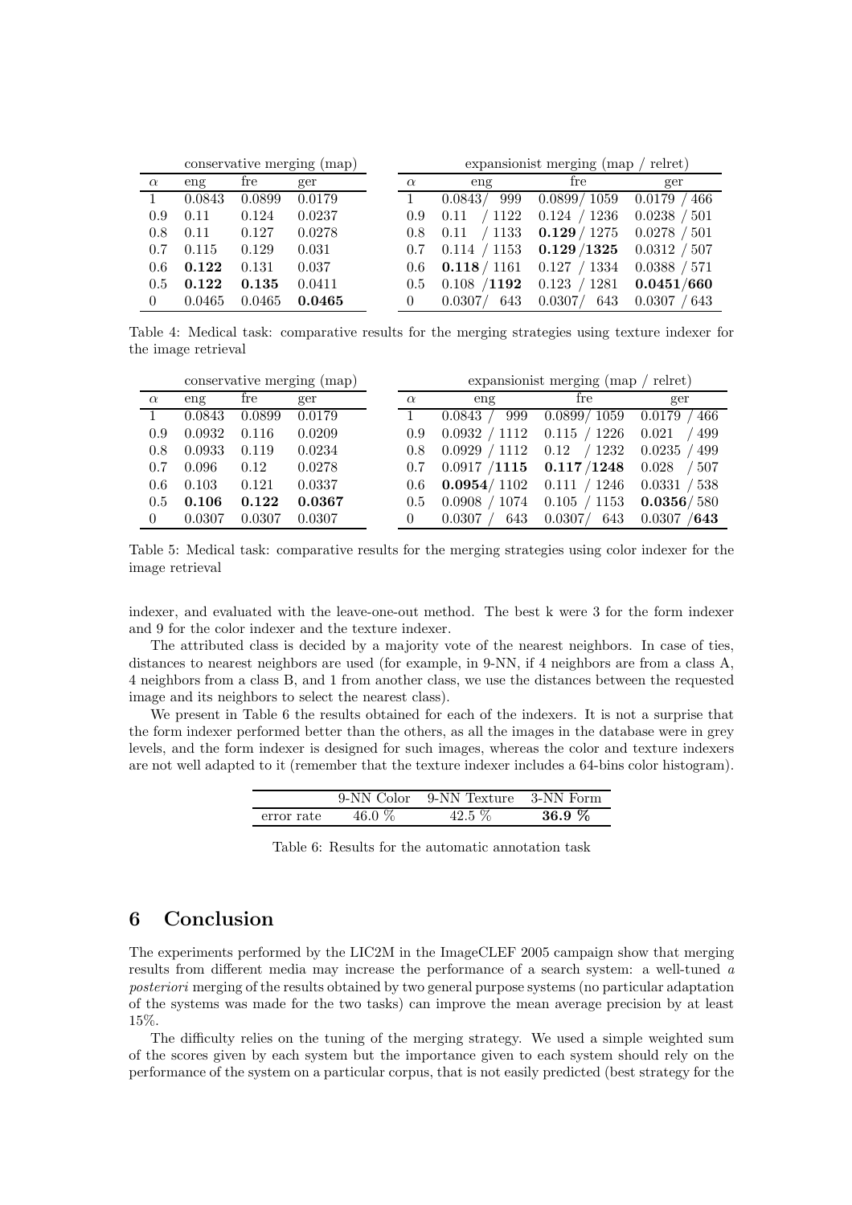| conservative merging (map) | | | | | expansionist merging (map / relret) | | |
|---|---|---|---|---|---|---|---|
| $\alpha$ | eng | fre | ger | $\alpha$ | eng | fre | ger |
| 1 | 0.0843 | 0.0899 | 0.0179 | 1 | 0.0843/ 999 | 0.0899/ 1059 | 0.0179 / 466 |
| 0.9 | 0.11 | 0.124 | 0.0237 | 0.9 | 0.11 / 1122 | 0.124 / 1236 | 0.0238 / 501 |
| 0.8 | 0.11 | 0.127 | 0.0278 | 0.8 | 0.11 / 1133 | **0.129** / 1275 | 0.0278 / 501 |
| 0.7 | 0.115 | 0.129 | 0.031 | 0.7 | 0.114 / 1153 | **0.129**/**1325** | 0.0312 / 507 |
| 0.6 | **0.122** | 0.131 | 0.037 | 0.6 | **0.118** / 1161 | 0.127 / 1334 | 0.0388 / 571 |
| 0.5 | **0.122** | **0.135** | 0.0411 | 0.5 | 0.108 /**1192** | 0.123 / 1281 | **0.0451**/**660** |
| 0 | 0.0465 | 0.0465 | **0.0465** | 0 | 0.0307/ 643 | 0.0307/ 643 | 0.0307 / 643 |

Table 4: Medical task: comparative results for the merging strategies using texture indexer for the image retrieval

| conservative merging (map) | | | | | expansionist merging (map / relret) | | |
|---|---|---|---|---|---|---|---|
| $\alpha$ | eng | fre | ger | $\alpha$ | eng | fre | ger |
| 1 | 0.0843 | 0.0899 | 0.0179 | 1 | 0.0843 / 999 | 0.0899/ 1059 | 0.0179 / 466 |
| 0.9 | 0.0932 | 0.116 | 0.0209 | 0.9 | 0.0932 / 1112 | 0.115 / 1226 | 0.021 / 499 |
| 0.8 | 0.0933 | 0.119 | 0.0234 | 0.8 | 0.0929 / 1112 | 0.12 / 1232 | 0.0235 / 499 |
| 0.7 | 0.096 | 0.12 | 0.0278 | 0.7 | 0.0917 /**1115** | **0.117**/**1248** | 0.028 / 507 |
| 0.6 | 0.103 | 0.121 | 0.0337 | 0.6 | **0.0954**/ 1102 | 0.111 / 1246 | 0.0331 / 538 |
| 0.5 | **0.106** | **0.122** | **0.0367** | 0.5 | 0.0908 / 1074 | 0.105 / 1153 | **0.0356**/ 580 |
| 0 | 0.0307 | 0.0307 | 0.0307 | 0 | 0.0307 / 643 | 0.0307/ 643 | 0.0307 /**643** |

Table 5: Medical task: comparative results for the merging strategies using color indexer for the image retrieval

indexer, and evaluated with the leave-one-out method. The best k were 3 for the form indexer and 9 for the color indexer and the texture indexer.

The attributed class is decided by a majority vote of the nearest neighbors. In case of ties, distances to nearest neighbors are used (for example, in 9-NN, if 4 neighbors are from a class A, 4 neighbors from a class B, and 1 from another class, we use the distances between the requested image and its neighbors to select the nearest class).

We present in Table 6 the results obtained for each of the indexers. It is not a surprise that the form indexer performed better than the others, as all the images in the database were in grey levels, and the form indexer is designed for such images, whereas the color and texture indexers are not well adapted to it (remember that the texture indexer includes a 64-bins color histogram).

| | 9-NN Color | 9-NN Texture | 3-NN Form |
|---|---|---|---|
| error rate | 46.0 % | 42.5 % | **36.9 %** |

Table 6: Results for the automatic annotation task

## 6 Conclusion

The experiments performed by the LIC2M in the ImageCLEF 2005 campaign show that merging results from different media may increase the performance of a search system: a well-tuned *a posteriori* merging of the results obtained by two general purpose systems (no particular adaptation of the systems was made for the two tasks) can improve the mean average precision by at least 15%.

The difficulty relies on the tuning of the merging strategy. We used a simple weighted sum of the scores given by each system but the importance given to each system should rely on the performance of the system on a particular corpus, that is not easily predicted (best strategy for the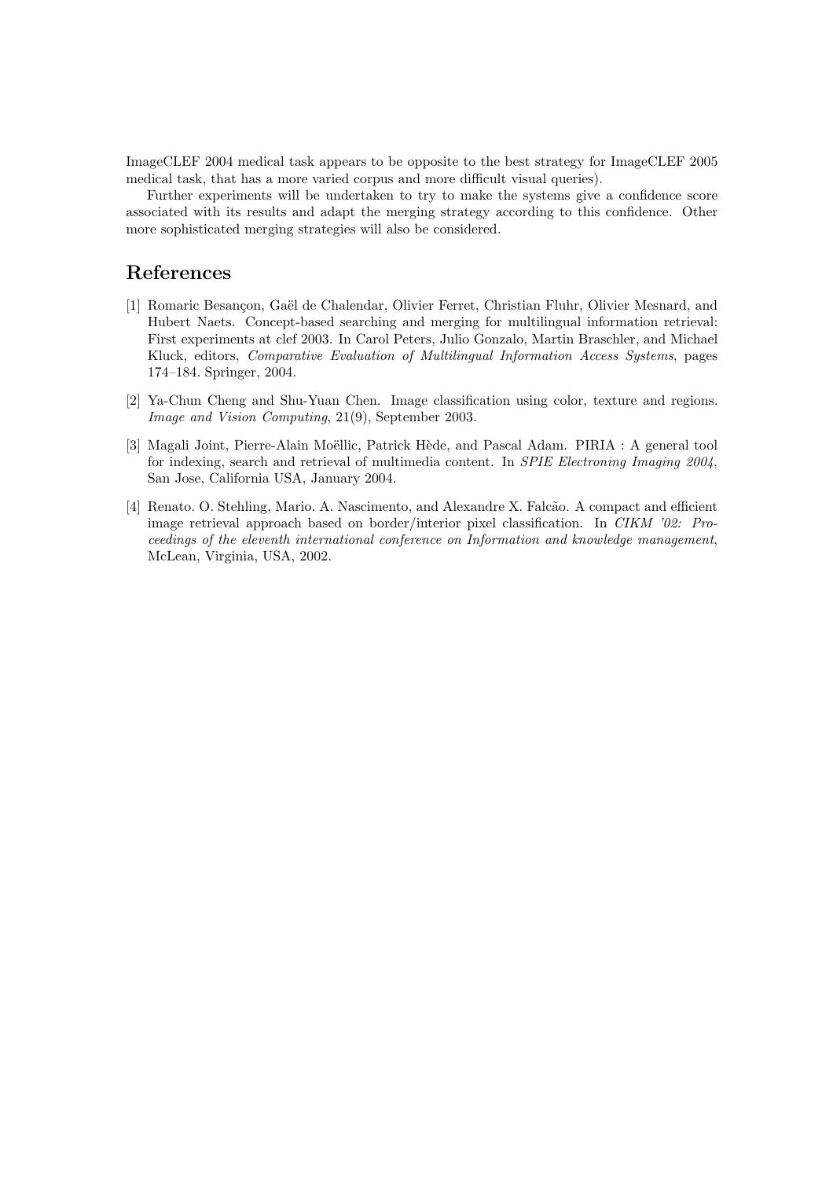ImageCLEF 2004 medical task appears to be opposite to the best strategy for ImageCLEF 2005 medical task, that has a more varied corpus and more difficult visual queries).

Further experiments will be undertaken to try to make the systems give a confidence score associated with its results and adapt the merging strategy according to this confidence. Other more sophisticated merging strategies will also be considered.

## References

[1] Romaric Besançon, Gaël de Chalendar, Olivier Ferret, Christian Fluhr, Olivier Mesnard, and Hubert Naets. Concept-based searching and merging for multilingual information retrieval: First experiments at clef 2003. In Carol Peters, Julio Gonzalo, Martin Braschler, and Michael Kluck, editors, *Comparative Evaluation of Multilingual Information Access Systems*, pages 174–184. Springer, 2004.

[2] Ya-Chun Cheng and Shu-Yuan Chen. Image classification using color, texture and regions. *Image and Vision Computing*, 21(9), September 2003.

[3] Magali Joint, Pierre-Alain Moëllic, Patrick Hède, and Pascal Adam. PIRIA : A general tool for indexing, search and retrieval of multimedia content. In *SPIE Electroning Imaging 2004*, San Jose, California USA, January 2004.

[4] Renato. O. Stehling, Mario. A. Nascimento, and Alexandre X. Falcão. A compact and efficient image retrieval approach based on border/interior pixel classification. In *CIKM '02: Proceedings of the eleventh international conference on Information and knowledge management*, McLean, Virginia, USA, 2002.